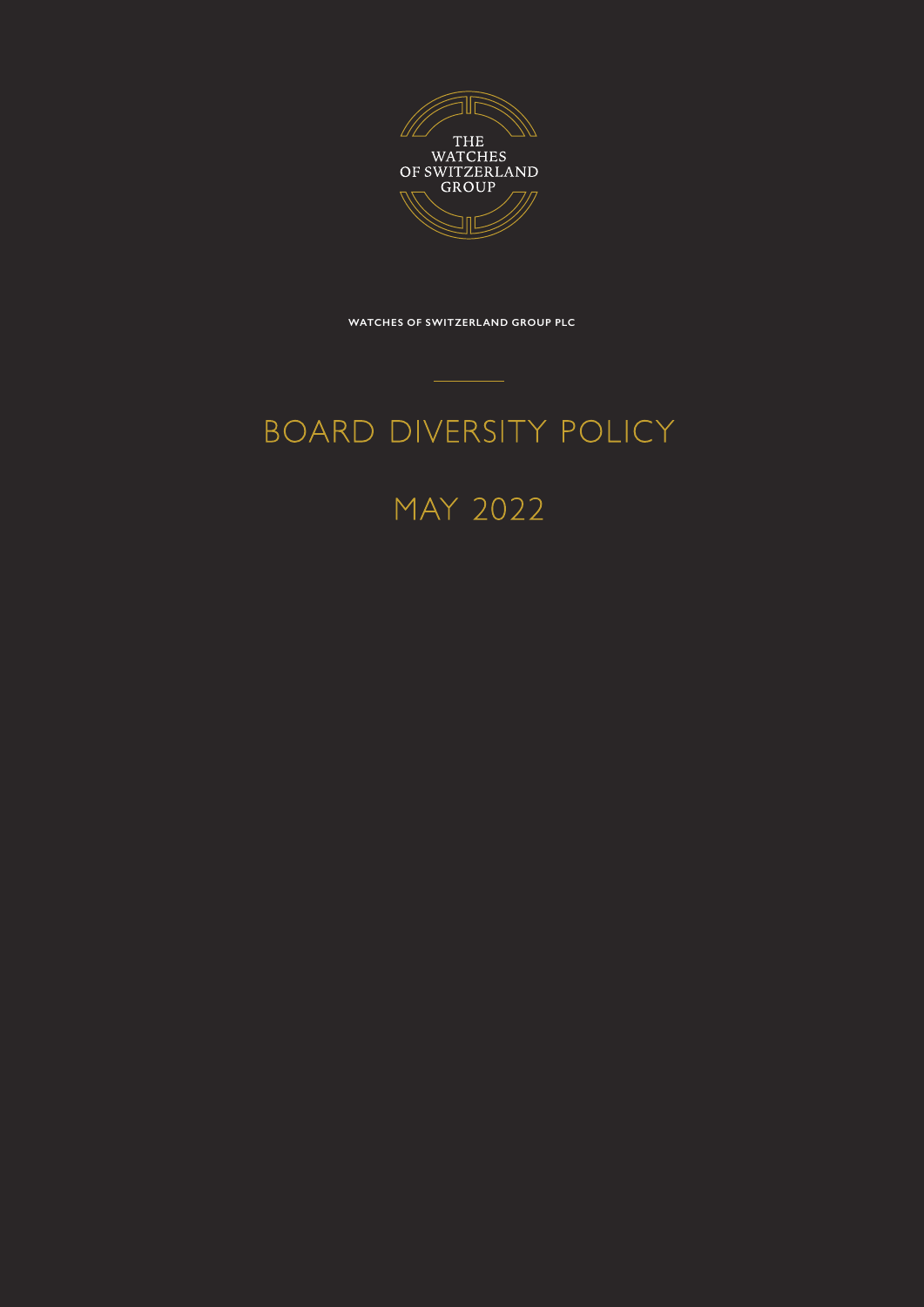THE WATCHES OF SWITZERLAND GROUP

WATCHES OF SWITZERLAND GROUP PLC

# BOARD DIVERSITY POLICY

## MAY 2022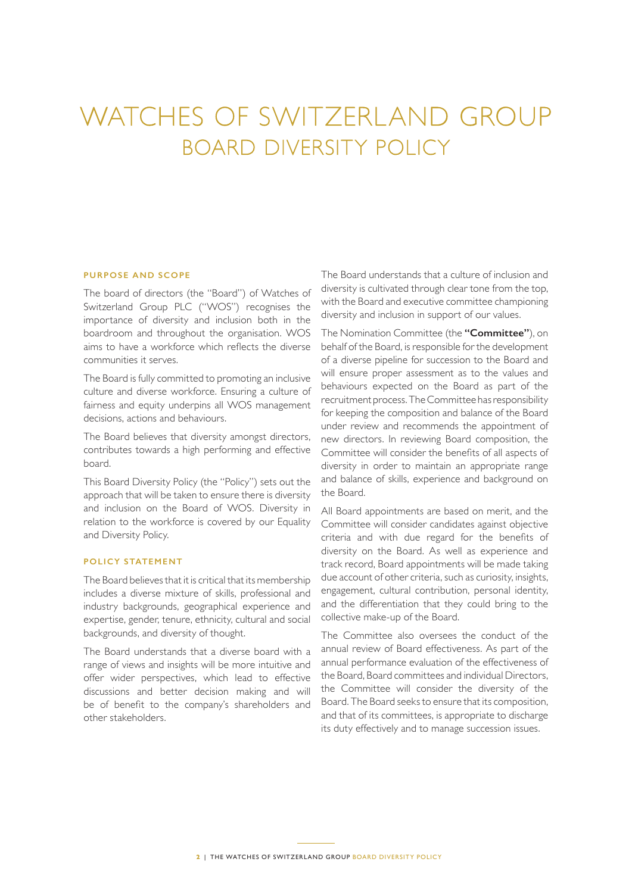# WATCHES OF SWITZERLAND GROUP
## BOARD DIVERSITY POLICY

### PURPOSE AND SCOPE

The board of directors (the "Board") of Watches of Switzerland Group PLC ("WOS") recognises the importance of diversity and inclusion both in the boardroom and throughout the organisation. WOS aims to have a workforce which reflects the diverse communities it serves.

The Board is fully committed to promoting an inclusive culture and diverse workforce. Ensuring a culture of fairness and equity underpins all WOS management decisions, actions and behaviours.

The Board believes that diversity amongst directors, contributes towards a high performing and effective board.

This Board Diversity Policy (the "Policy") sets out the approach that will be taken to ensure there is diversity and inclusion on the Board of WOS. Diversity in relation to the workforce is covered by our Equality and Diversity Policy.

### POLICY STATEMENT

The Board believes that it is critical that its membership includes a diverse mixture of skills, professional and industry backgrounds, geographical experience and expertise, gender, tenure, ethnicity, cultural and social backgrounds, and diversity of thought.

The Board understands that a diverse board with a range of views and insights will be more intuitive and offer wider perspectives, which lead to effective discussions and better decision making and will be of benefit to the company's shareholders and other stakeholders.

The Board understands that a culture of inclusion and diversity is cultivated through clear tone from the top, with the Board and executive committee championing diversity and inclusion in support of our values.

The Nomination Committee (the **"Committee"**), on behalf of the Board, is responsible for the development of a diverse pipeline for succession to the Board and will ensure proper assessment as to the values and behaviours expected on the Board as part of the recruitment process. The Committee has responsibility for keeping the composition and balance of the Board under review and recommends the appointment of new directors. In reviewing Board composition, the Committee will consider the benefits of all aspects of diversity in order to maintain an appropriate range and balance of skills, experience and background on the Board.

All Board appointments are based on merit, and the Committee will consider candidates against objective criteria and with due regard for the benefits of diversity on the Board. As well as experience and track record, Board appointments will be made taking due account of other criteria, such as curiosity, insights, engagement, cultural contribution, personal identity, and the differentiation that they could bring to the collective make-up of the Board.

The Committee also oversees the conduct of the annual review of Board effectiveness. As part of the annual performance evaluation of the effectiveness of the Board, Board committees and individual Directors, the Committee will consider the diversity of the Board. The Board seeks to ensure that its composition, and that of its committees, is appropriate to discharge its duty effectively and to manage succession issues.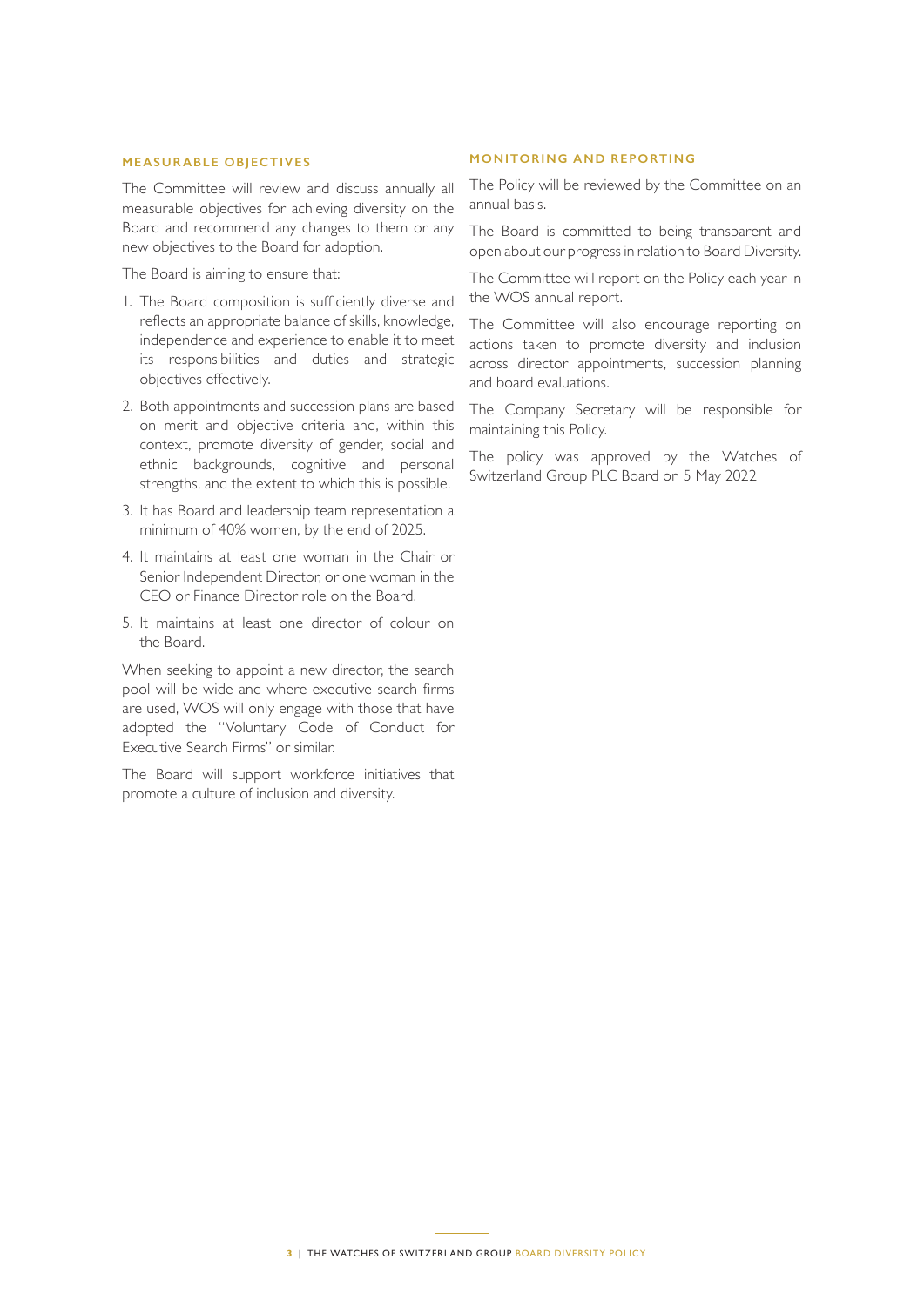## MEASURABLE OBJECTIVES

The Committee will review and discuss annually all measurable objectives for achieving diversity on the Board and recommend any changes to them or any new objectives to the Board for adoption.

The Board is aiming to ensure that:

1. The Board composition is sufficiently diverse and reflects an appropriate balance of skills, knowledge, independence and experience to enable it to meet its responsibilities and duties and strategic objectives effectively.
2. Both appointments and succession plans are based on merit and objective criteria and, within this context, promote diversity of gender, social and ethnic backgrounds, cognitive and personal strengths, and the extent to which this is possible.
3. It has Board and leadership team representation a minimum of 40% women, by the end of 2025.
4. It maintains at least one woman in the Chair or Senior Independent Director, or one woman in the CEO or Finance Director role on the Board.
5. It maintains at least one director of colour on the Board.

When seeking to appoint a new director, the search pool will be wide and where executive search firms are used, WOS will only engage with those that have adopted the "Voluntary Code of Conduct for Executive Search Firms" or similar.

The Board will support workforce initiatives that promote a culture of inclusion and diversity.

## MONITORING AND REPORTING

The Policy will be reviewed by the Committee on an annual basis.

The Board is committed to being transparent and open about our progress in relation to Board Diversity.

The Committee will report on the Policy each year in the WOS annual report.

The Committee will also encourage reporting on actions taken to promote diversity and inclusion across director appointments, succession planning and board evaluations.

The Company Secretary will be responsible for maintaining this Policy.

The policy was approved by the Watches of Switzerland Group PLC Board on 5 May 2022